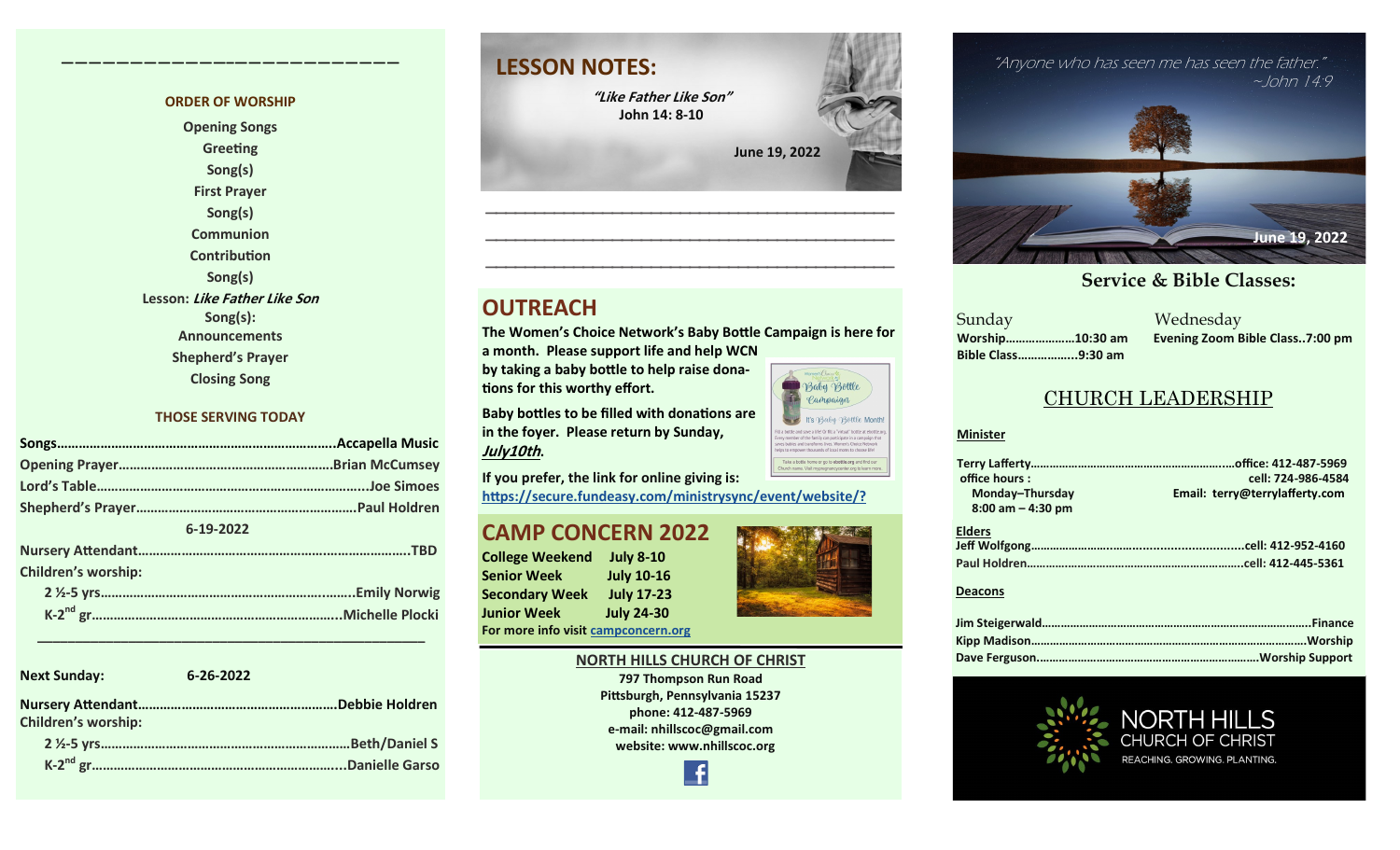## ORDER OF WORSHIP

Opening Songs
Greeting
Song(s)
First Prayer
Song(s)
Communion
Contribution
Song(s)
Lesson: *Like Father Like Son*
Song(s):
Announcements
Shepherd's Prayer
Closing Song

## THOSE SERVING TODAY

Songs……………………………………………………………Accapella Music
Opening Prayer…………………………………………Brian McCumsey
Lord's Table………………………………………………………Joe Simoes
Shepherd's Prayer……………………………………………Paul Holdren

6-19-2022

Nursery Attendant………………………………………………………TBD
Children's worship:
2 ½-5 yrs………………………………………………………Emily Norwig
K-2nd gr…………………………………………………………Michelle Plocki

Next Sunday: 6-26-2022

Nursery Attendant………………………………………Debbie Holdren
Children's worship:
2 ½-5 yrs………………………………………………………Beth/Daniel S
K-2nd gr……………………………………………………………Danielle Garso

## LESSON NOTES:

*"Like Father Like Son"*
John 14: 8-10

June 19, 2022

## OUTREACH

**The Women's Choice Network's Baby Bottle Campaign is here for a month. Please support life and help WCN by taking a baby bottle to help raise donations for this worthy effort.**

**Baby bottles to be filled with donations are in the foyer. Please return by Sunday, *July10th*.**

**If you prefer, the link for online giving is:**
https://secure.fundeasy.com/ministrysync/event/website/?

## CAMP CONCERN 2022

**College Weekend** July 8-10
**Senior Week** July 10-16
**Secondary Week** July 17-23
**Junior Week** July 24-30
**For more info visit** campconcern.org

**NORTH HILLS CHURCH OF CHRIST**
797 Thompson Run Road
Pittsburgh, Pennsylvania 15237
phone: 412-487-5969
e-mail: nhillscoc@gmail.com
website: www.nhillscoc.org

*"Anyone who has seen me has seen the father."*
*~John 14:9*

June 19, 2022

## Service & Bible Classes:

Sunday
Worship…………………10:30 am
Bible Class………………9:30 am

Wednesday
Evening Zoom Bible Class..7:00 pm

## CHURCH LEADERSHIP

**Minister**

Terry Lafferty……………………………………………office: 412-487-5969
office hours : cell: 724-986-4584
Monday–Thursday Email: terry@terrylafferty.com
8:00 am – 4:30 pm

**Elders**

Jeff Wolfgong………………………………………………cell: 412-952-4160
Paul Holdren………………………………………………cell: 412-445-5361

**Deacons**

Jim Steigerwald……………………………………………………Finance
Kipp Madison………………………………………………………Worship
Dave Ferguson……………………………………………Worship Support

NORTH HILLS
CHURCH OF CHRIST
REACHING. GROWING. PLANTING.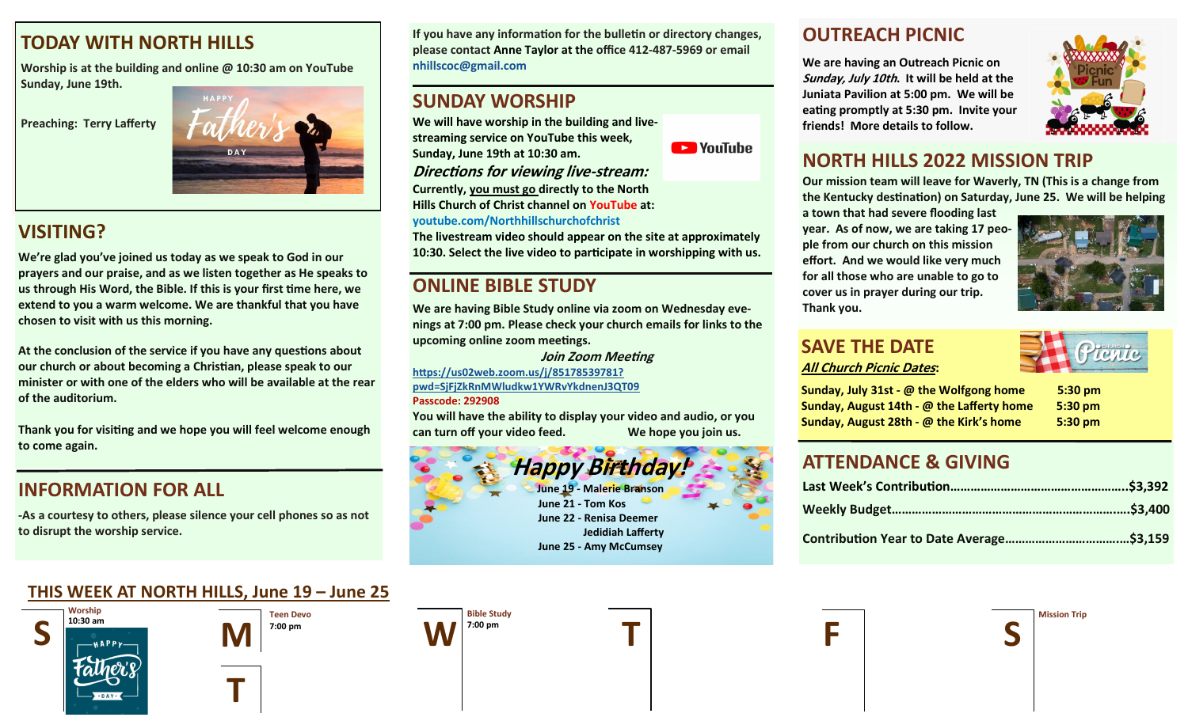## TODAY WITH NORTH HILLS

**Worship is at the building and online @ 10:30 am on YouTube Sunday, June 19th.**

**Preaching: Terry Lafferty**

## VISITING?

**We're glad you've joined us today as we speak to God in our prayers and our praise, and as we listen together as He speaks to us through His Word, the Bible. If this is your first time here, we extend to you a warm welcome. We are thankful that you have chosen to visit with us this morning.**

**At the conclusion of the service if you have any questions about our church or about becoming a Christian, please speak to our minister or with one of the elders who will be available at the rear of the auditorium.**

**Thank you for visiting and we hope you will feel welcome enough to come again.**

## INFORMATION FOR ALL

**-As a courtesy to others, please silence your cell phones so as not to disrupt the worship service.**

**If you have any information for the bulletin or directory changes, please contact Anne Taylor at the office 412-487-5969 or email nhillscoc@gmail.com**

## SUNDAY WORSHIP

**We will have worship in the building and live-streaming service on YouTube this week, Sunday, June 19th at 10:30 am.**

***Directions for viewing live-stream:***

**Currently, you must go directly to the North Hills Church of Christ channel on YouTube at: youtube.com/Northhillschurchofchrist**

**The livestream video should appear on the site at approximately 10:30. Select the live video to participate in worshipping with us.**

## ONLINE BIBLE STUDY

**We are having Bible Study online via zoom on Wednesday evenings at 7:00 pm. Please check your church emails for links to the upcoming online zoom meetings.**

*Join Zoom Meeting*

https://us02web.zoom.us/j/85178539781?pwd=SjFjZkRnMWludkw1YWRvYkdnenJ3QT09

**Passcode: 292908**

**You will have the ability to display your video and audio, or you can turn off your video feed. We hope you join us.**

## Happy Birthday!

**June 19 - Malerie Branson**
**June 21 - Tom Kos**
**June 22 - Renisa Deemer**
**Jedidiah Lafferty**
**June 25 - Amy McCumsey**

## OUTREACH PICNIC

**We are having an Outreach Picnic on *Sunday, July 10th*. It will be held at the Juniata Pavilion at 5:00 pm. We will be eating promptly at 5:30 pm. Invite your friends! More details to follow.**

## NORTH HILLS 2022 MISSION TRIP

**Our mission team will leave for Waverly, TN (This is a change from the Kentucky destination) on Saturday, June 25. We will be helping a town that had severe flooding last year. As of now, we are taking 17 people from our church on this mission effort. And we would like very much for all those who are unable to go to cover us in prayer during our trip. Thank you.**

## SAVE THE DATE

***All Church Picnic Dates*:**

**Sunday, July 31st - @ the Wolfgong home 5:30 pm**
**Sunday, August 14th - @ the Lafferty home 5:30 pm**
**Sunday, August 28th - @ the Kirk's home 5:30 pm**

## ATTENDANCE & GIVING

**Last Week's Contribution……………………………………………$3,392**

**Weekly Budget……………………………………………………………$3,400**

**Contribution Year to Date Average………………………………$3,159**

## THIS WEEK AT NORTH HILLS, June 19 – June 25

**S** — Worship 10:30 am

**M** — Teen Devo 7:00 pm

**T**

**W** — Bible Study 7:00 pm

**T**

**F**

**S** — Mission Trip